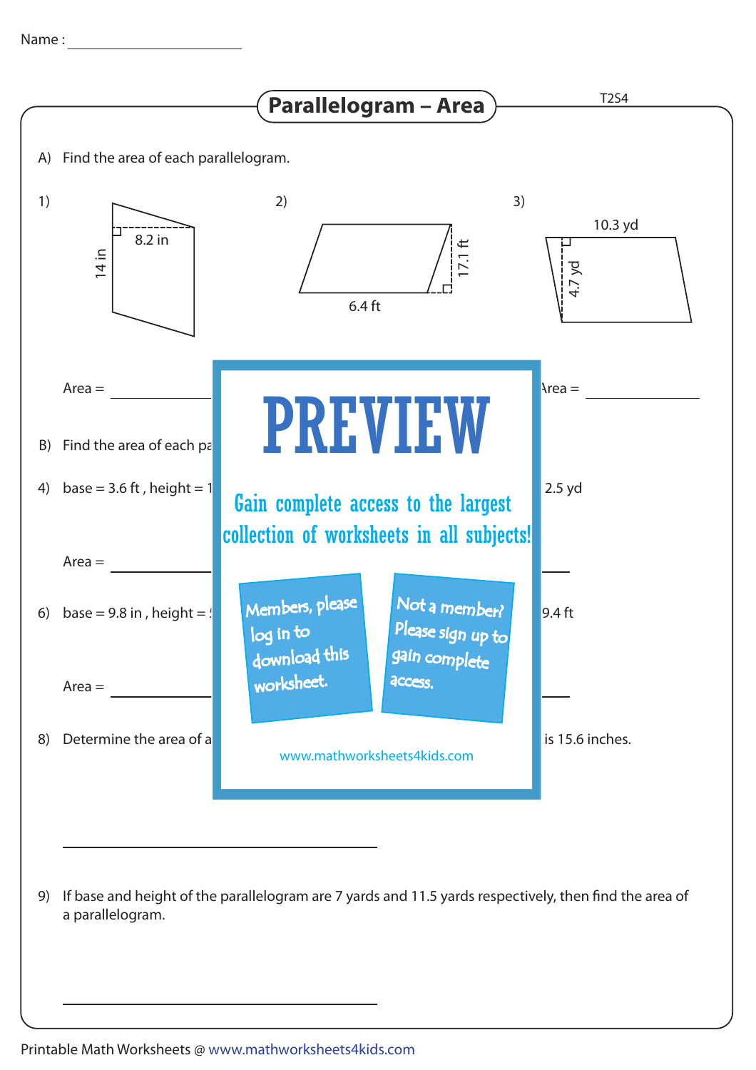Name : ____________________

# Parallelogram – Area

T2S4

A) Find the area of each parallelogram.

1)

8.2 in

14 in

Area = ____________

2)

17.1 ft

6.4 ft

3)

10.3 yd

4.7 yd

Area = ____________

B) Find the area of each pa

4) base = 3.6 ft , height = 1

2.5 yd

Area = ____________

6) base = 9.8 in , height =

9.4 ft

Area = ____________

8) Determine the area of a

is 15.6 inches.

PREVIEW

Gain complete access to the largest collection of worksheets in all subjects!

Members, please log in to download this worksheet.

Not a member? Please sign up to gain complete access.

www.mathworksheets4kids.com

____________________________________

9) If base and height of the parallelogram are 7 yards and 11.5 yards respectively, then find the area of a parallelogram.

____________________________________

Printable Math Worksheets @ www.mathworksheets4kids.com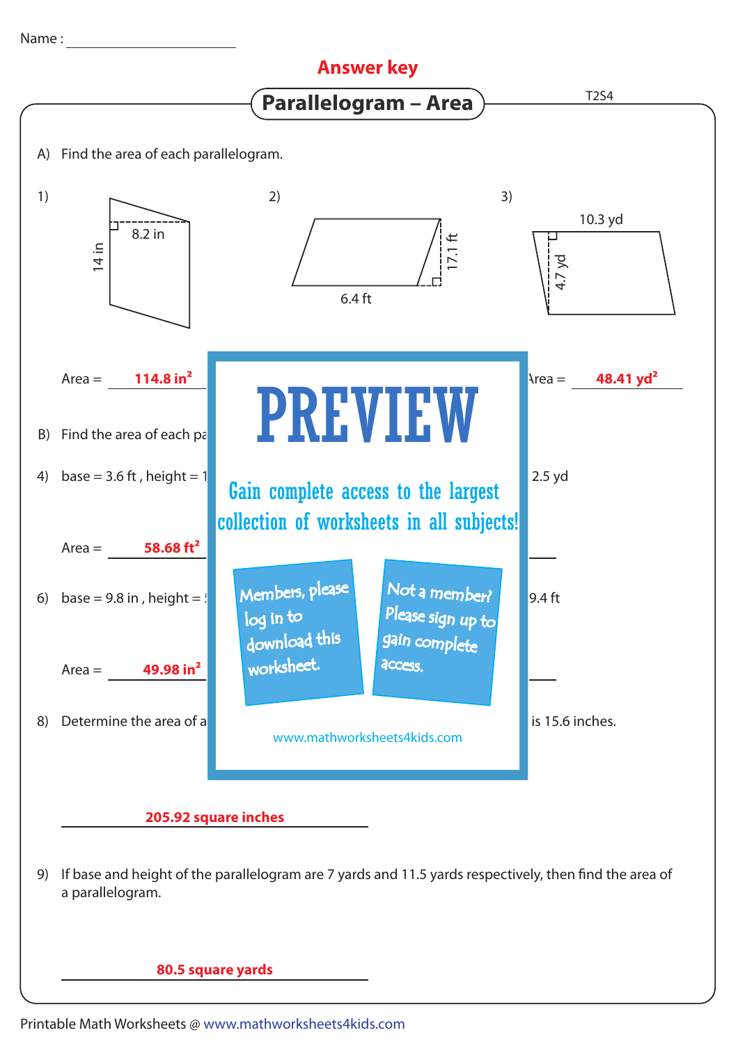Name :

**Answer key**

# Parallelogram – Area

T2S4

A) Find the area of each parallelogram.

1)

14 in

8.2 in

2)

17.1 ft

6.4 ft

3)

10.3 yd

4.7 yd

Area = **114.8 in²**

rea = **48.41 yd²**

**PREVIEW**

Gain complete access to the largest collection of worksheets in all subjects!

Members, please log in to download this worksheet.

Not a member? Please sign up to gain complete access.

www.mathworksheets4kids.com

B) Find the area of each pa

4) base = 3.6 ft , height = 1

2.5 yd

Area = **58.68 ft²**

6) base = 9.8 in , height = !

9.4 ft

Area = **49.98 in²**

8) Determine the area of a

is 15.6 inches.

**205.92 square inches**

9) If base and height of the parallelogram are 7 yards and 11.5 yards respectively, then find the area of a parallelogram.

**80.5 square yards**

Printable Math Worksheets @ www.mathworksheets4kids.com